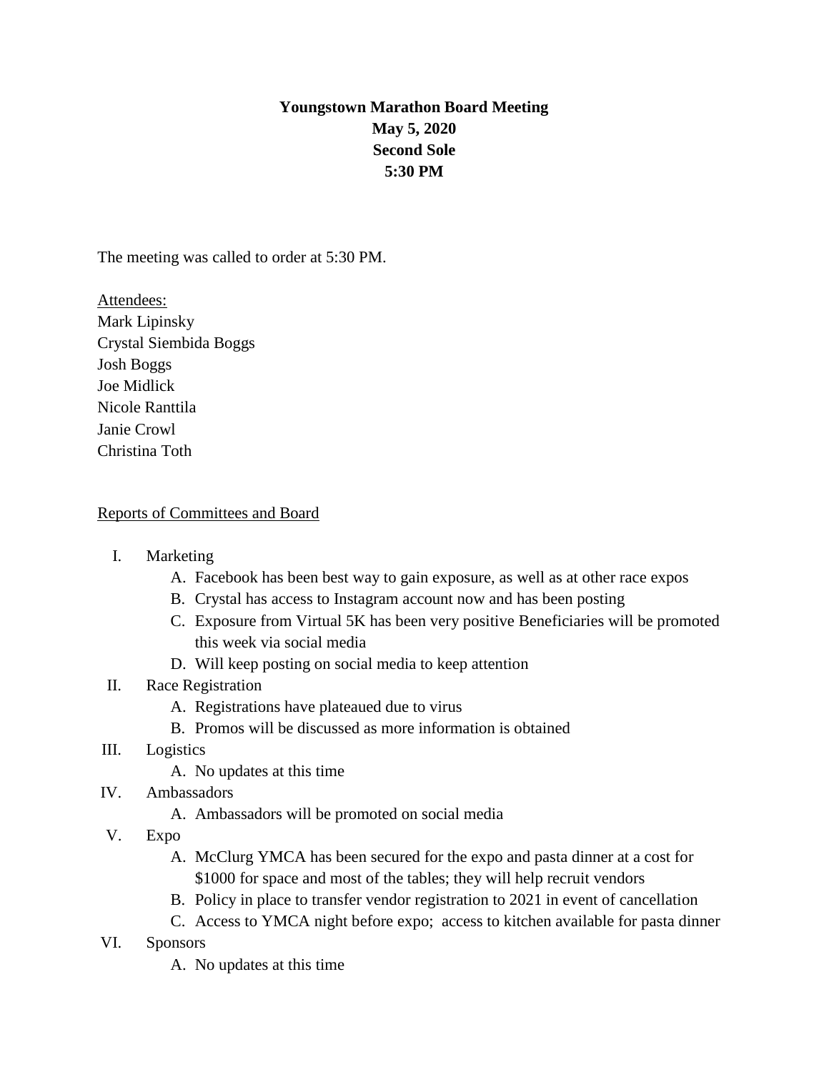**Youngstown Marathon Board Meeting**
**May 5, 2020**
**Second Sole**
**5:30 PM**

The meeting was called to order at 5:30 PM.

Attendees:
Mark Lipinsky
Crystal Siembida Boggs
Josh Boggs
Joe Midlick
Nicole Ranttila
Janie Crowl
Christina Toth

Reports of Committees and Board

I. Marketing
   A. Facebook has been best way to gain exposure, as well as at other race expos
   B. Crystal has access to Instagram account now and has been posting
   C. Exposure from Virtual 5K has been very positive Beneficiaries will be promoted this week via social media
   D. Will keep posting on social media to keep attention

II. Race Registration
   A. Registrations have plateaued due to virus
   B. Promos will be discussed as more information is obtained

III. Logistics
   A. No updates at this time

IV. Ambassadors
   A. Ambassadors will be promoted on social media

V. Expo
   A. McClurg YMCA has been secured for the expo and pasta dinner at a cost for $1000 for space and most of the tables; they will help recruit vendors
   B. Policy in place to transfer vendor registration to 2021 in event of cancellation
   C. Access to YMCA night before expo;  access to kitchen available for pasta dinner

VI. Sponsors
   A. No updates at this time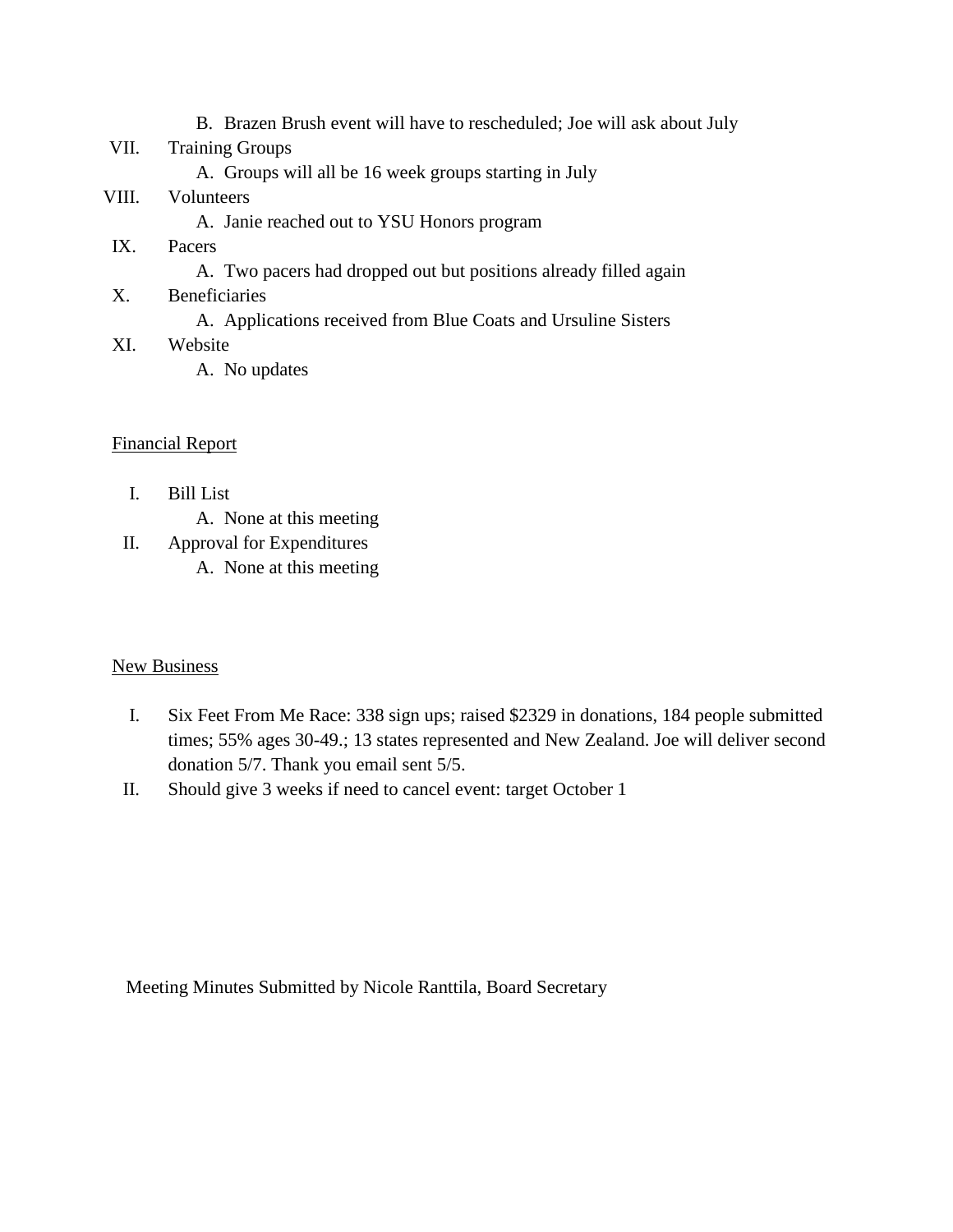B. Brazen Brush event will have to rescheduled; Joe will ask about July

VII. Training Groups
   A. Groups will all be 16 week groups starting in July

VIII. Volunteers
   A. Janie reached out to YSU Honors program

IX. Pacers
   A. Two pacers had dropped out but positions already filled again

X. Beneficiaries
   A. Applications received from Blue Coats and Ursuline Sisters

XI. Website
   A. No updates

<u>Financial Report</u>

I. Bill List
   A. None at this meeting

II. Approval for Expenditures
   A. None at this meeting

<u>New Business</u>

I. Six Feet From Me Race: 338 sign ups; raised $2329 in donations, 184 people submitted times; 55% ages 30-49.; 13 states represented and New Zealand. Joe will deliver second donation 5/7. Thank you email sent 5/5.

II. Should give 3 weeks if need to cancel event: target October 1

Meeting Minutes Submitted by Nicole Ranttila, Board Secretary